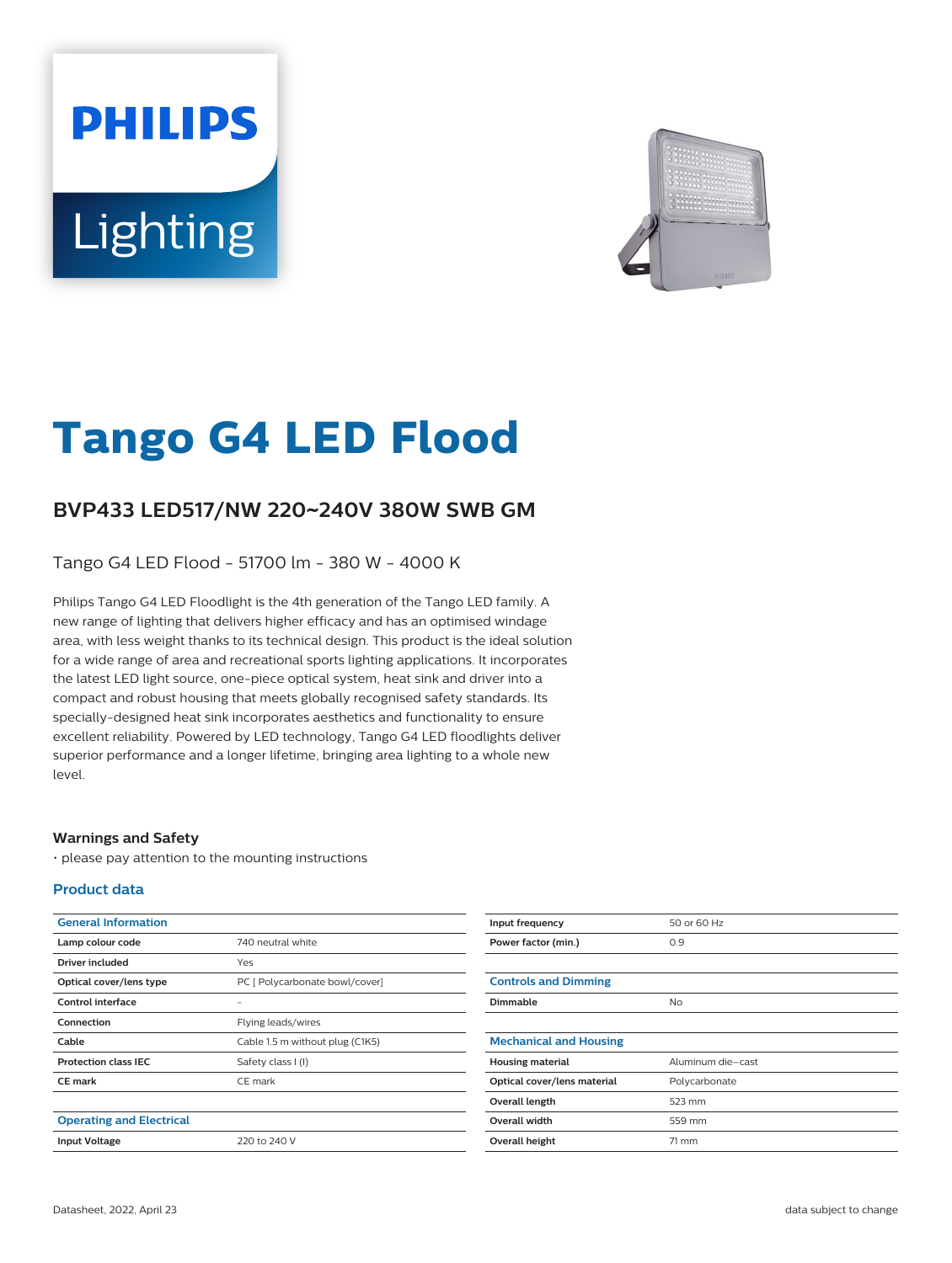# Tango G4 LED Flood

## BVP433 LED517/NW 220~240V 380W SWB GM

Tango G4 LED Flood - 51700 lm - 380 W - 4000 K

Philips Tango G4 LED Floodlight is the 4th generation of the Tango LED family. A new range of lighting that delivers higher efficacy and has an optimised windage area, with less weight thanks to its technical design. This product is the ideal solution for a wide range of area and recreational sports lighting applications. It incorporates the latest LED light source, one-piece optical system, heat sink and driver into a compact and robust housing that meets globally recognised safety standards. Its specially-designed heat sink incorporates aesthetics and functionality to ensure excellent reliability. Powered by LED technology, Tango G4 LED floodlights deliver superior performance and a longer lifetime, bringing area lighting to a whole new level.

### Warnings and Safety

- please pay attention to the mounting instructions

### Product data

| General Information | |
|---|---|
| Lamp colour code | 740 neutral white |
| Driver included | Yes |
| Optical cover/lens type | PC [ Polycarbonate bowl/cover] |
| Control interface | - |
| Connection | Flying leads/wires |
| Cable | Cable 1.5 m without plug (C1K5) |
| Protection class IEC | Safety class I (I) |
| CE mark | CE mark |

| Operating and Electrical | |
|---|---|
| Input Voltage | 220 to 240 V |
| Input frequency | 50 or 60 Hz |
| Power factor (min.) | 0.9 |

| Controls and Dimming | |
|---|---|
| Dimmable | No |

| Mechanical and Housing | |
|---|---|
| Housing material | Aluminum die-cast |
| Optical cover/lens material | Polycarbonate |
| Overall length | 523 mm |
| Overall width | 559 mm |
| Overall height | 71 mm |

Datasheet, 2022, April 23

data subject to change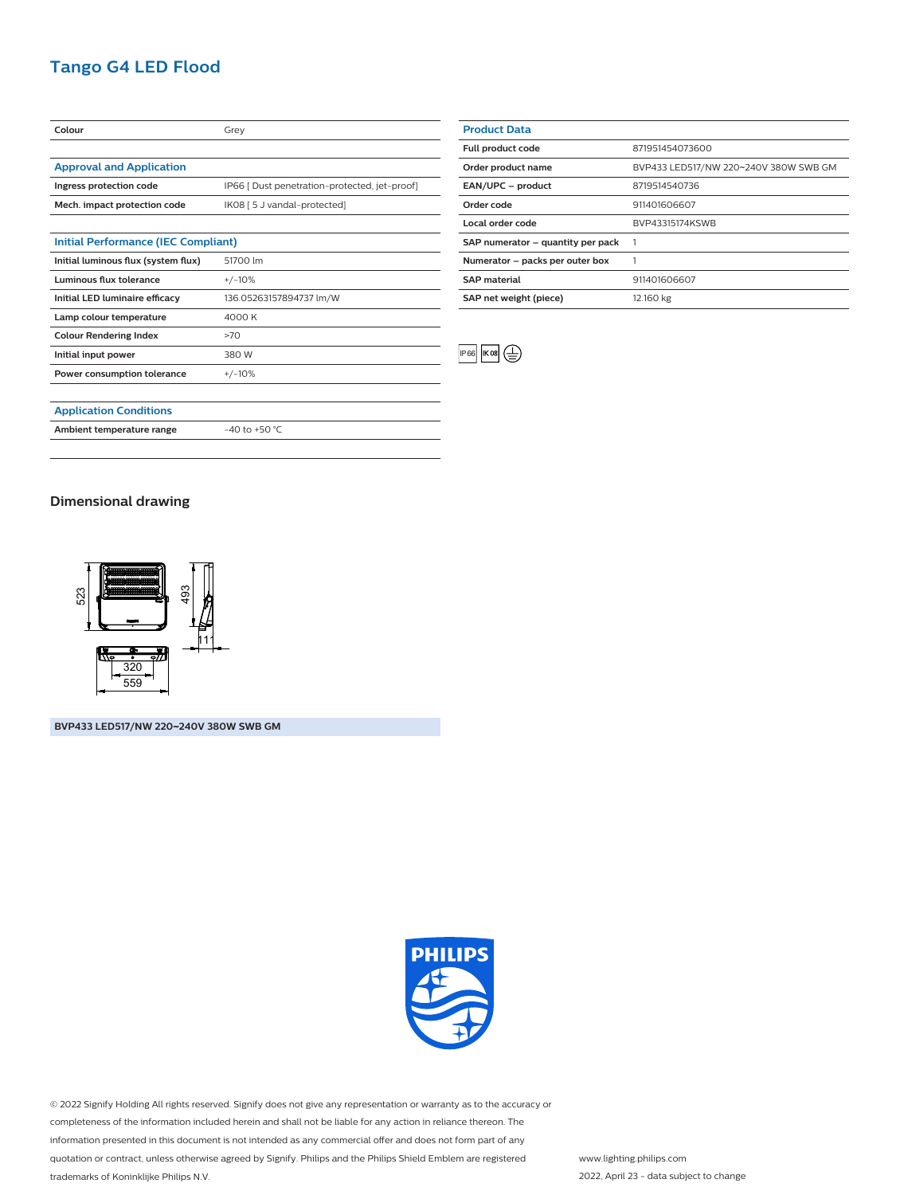# Tango G4 LED Flood

| | |
|---|---|
| Colour | Grey |

### Approval and Application

| | |
|---|---|
| Ingress protection code | IP66 [ Dust penetration-protected, jet-proof] |
| Mech. impact protection code | IK08 [ 5 J vandal-protected] |

### Initial Performance (IEC Compliant)

| | |
|---|---|
| Initial luminous flux (system flux) | 51700 lm |
| Luminous flux tolerance | +/-10% |
| Initial LED luminaire efficacy | 136.05263157894737 lm/W |
| Lamp colour temperature | 4000 K |
| Colour Rendering Index | >70 |
| Initial input power | 380 W |
| Power consumption tolerance | +/-10% |

### Application Conditions

| | |
|---|---|
| Ambient temperature range | -40 to +50 °C |

### Product Data

| | |
|---|---|
| Full product code | 871951454073600 |
| Order product name | BVP433 LED517/NW 220-240V 380W SWB GM |
| EAN/UPC – product | 8719514540736 |
| Order code | 911401606607 |
| Local order code | BVP43315174KSWB |
| SAP numerator – quantity per pack | 1 |
| Numerator – packs per outer box | 1 |
| SAP material | 911401606607 |
| SAP net weight (piece) | 12.160 kg |

IP66 IK08

## Dimensional drawing

523
493
111
320
559

**BVP433 LED517/NW 220-240V 380W SWB GM**

© 2022 Signify Holding All rights reserved. Signify does not give any representation or warranty as to the accuracy or completeness of the information included herein and shall not be liable for any action in reliance thereon. The information presented in this document is not intended as any commercial offer and does not form part of any quotation or contract, unless otherwise agreed by Signify. Philips and the Philips Shield Emblem are registered trademarks of Koninklijke Philips N.V.

www.lighting.philips.com
2022, April 23 - data subject to change